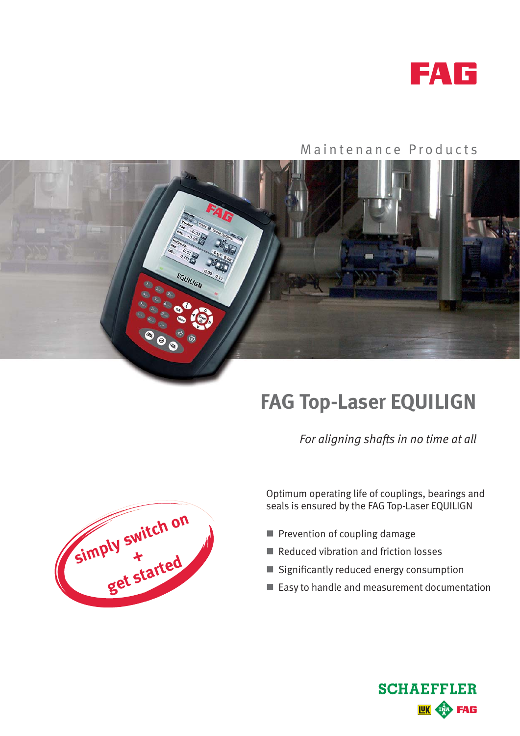FAG

Maintenance Products

# FAG Top-Laser EQUILIGN

*For aligning shafts in no time at all*

simply switch on + get started

Optimum operating life of couplings, bearings and seals is ensured by the FAG Top-Laser EQUILIGN

- Prevention of coupling damage
- Reduced vibration and friction losses
- Significantly reduced energy consumption
- Easy to handle and measurement documentation

SCHAEFFLER

LuK INA FAG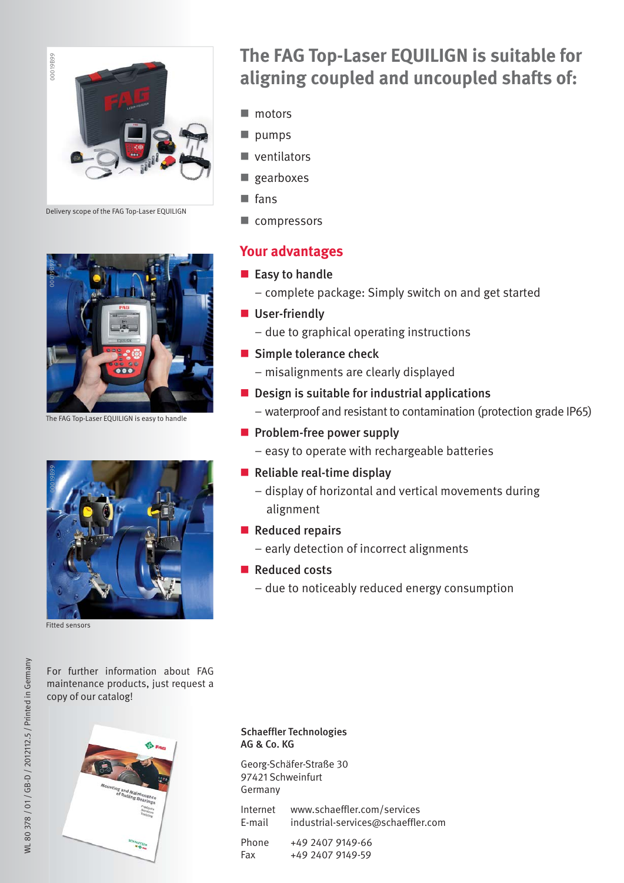Delivery scope of the FAG Top-Laser EQUILIGN

The FAG Top-Laser EQUILIGN is easy to handle

Fitted sensors

For further information about FAG maintenance products, just request a copy of our catalog!

# The FAG Top-Laser EQUILIGN is suitable for aligning coupled and uncoupled shafts of:

- motors
- pumps
- ventilators
- gearboxes
- fans
- compressors

## Your advantages

- **Easy to handle**
  – complete package: Simply switch on and get started
- **User-friendly**
  – due to graphical operating instructions
- **Simple tolerance check**
  – misalignments are clearly displayed
- **Design is suitable for industrial applications**
  – waterproof and resistant to contamination (protection grade IP65)
- **Problem-free power supply**
  – easy to operate with rechargeable batteries
- **Reliable real-time display**
  – display of horizontal and vertical movements during alignment
- **Reduced repairs**
  – early detection of incorrect alignments
- **Reduced costs**
  – due to noticeably reduced energy consumption

**Schaeffler Technologies AG & Co. KG**

Georg-Schäfer-Straße 30
97421 Schweinfurt
Germany

Internet www.schaeffler.com/services
E-mail industrial-services@schaeffler.com

Phone +49 2407 9149-66
Fax +49 2407 9149-59

WL 80 378 / 01 / GB-D / 2012112.5 / Printed in Germany